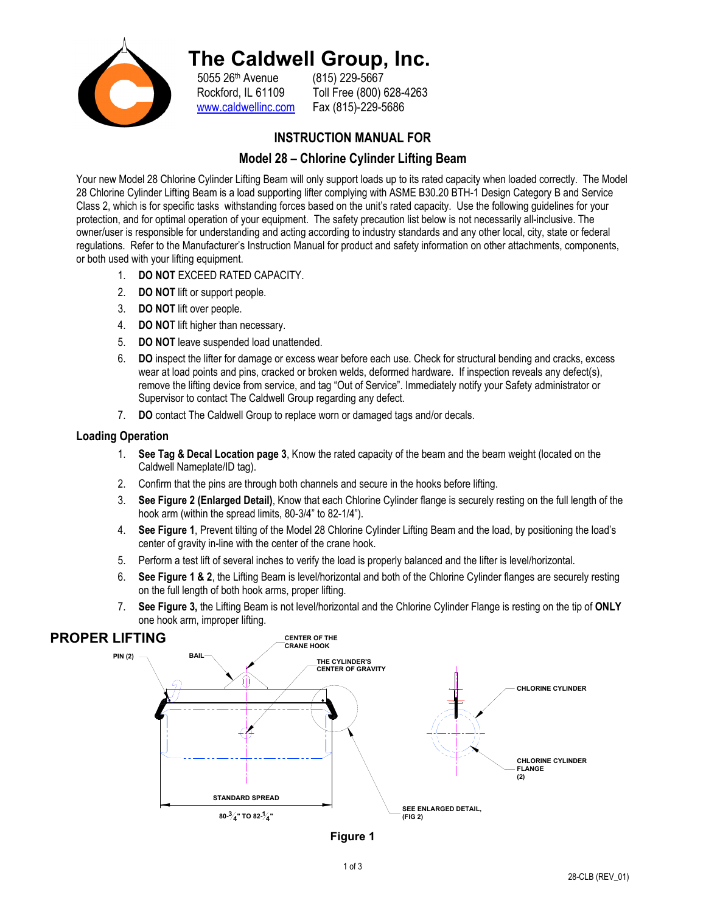# The Caldwell Group, Inc.

5055 26th Avenue
Rockford, IL 61109
www.caldwellinc.com

(815) 229-5667
Toll Free (800) 628-4263
Fax (815)-229-5686

## INSTRUCTION MANUAL FOR

## Model 28 – Chlorine Cylinder Lifting Beam

Your new Model 28 Chlorine Cylinder Lifting Beam will only support loads up to its rated capacity when loaded correctly. The Model 28 Chlorine Cylinder Lifting Beam is a load supporting lifter complying with ASME B30.20 BTH-1 Design Category B and Service Class 2, which is for specific tasks withstanding forces based on the unit's rated capacity. Use the following guidelines for your protection, and for optimal operation of your equipment. The safety precaution list below is not necessarily all-inclusive. The owner/user is responsible for understanding and acting according to industry standards and any other local, city, state or federal regulations. Refer to the Manufacturer's Instruction Manual for product and safety information on other attachments, components, or both used with your lifting equipment.

1. **DO NOT** EXCEED RATED CAPACITY.
2. **DO NOT** lift or support people.
3. **DO NOT** lift over people.
4. **DO NOT** lift higher than necessary.
5. **DO NOT** leave suspended load unattended.
6. **DO** inspect the lifter for damage or excess wear before each use. Check for structural bending and cracks, excess wear at load points and pins, cracked or broken welds, deformed hardware. If inspection reveals any defect(s), remove the lifting device from service, and tag "Out of Service". Immediately notify your Safety administrator or Supervisor to contact The Caldwell Group regarding any defect.
7. **DO** contact The Caldwell Group to replace worn or damaged tags and/or decals.

### Loading Operation

1. **See Tag & Decal Location page 3**, Know the rated capacity of the beam and the beam weight (located on the Caldwell Nameplate/ID tag).
2. Confirm that the pins are through both channels and secure in the hooks before lifting.
3. **See Figure 2 (Enlarged Detail)**, Know that each Chlorine Cylinder flange is securely resting on the full length of the hook arm (within the spread limits, 80-3/4" to 82-1/4").
4. **See Figure 1**, Prevent tilting of the Model 28 Chlorine Cylinder Lifting Beam and the load, by positioning the load's center of gravity in-line with the center of the crane hook.
5. Perform a test lift of several inches to verify the load is properly balanced and the lifter is level/horizontal.
6. **See Figure 1 & 2**, the Lifting Beam is level/horizontal and both of the Chlorine Cylinder flanges are securely resting on the full length of both hook arms, proper lifting.
7. **See Figure 3,** the Lifting Beam is not level/horizontal and the Chlorine Cylinder Flange is resting on the tip of **ONLY** one hook arm, improper lifting.

## PROPER LIFTING

PIN (2) — BAIL — CENTER OF THE CRANE HOOK — THE CYLINDER'S CENTER OF GRAVITY — CHLORINE CYLINDER — CHLORINE CYLINDER FLANGE (2) — STANDARD SPREAD 80-3/4" TO 82-1/4" — SEE ENLARGED DETAIL, (FIG 2)

Figure 1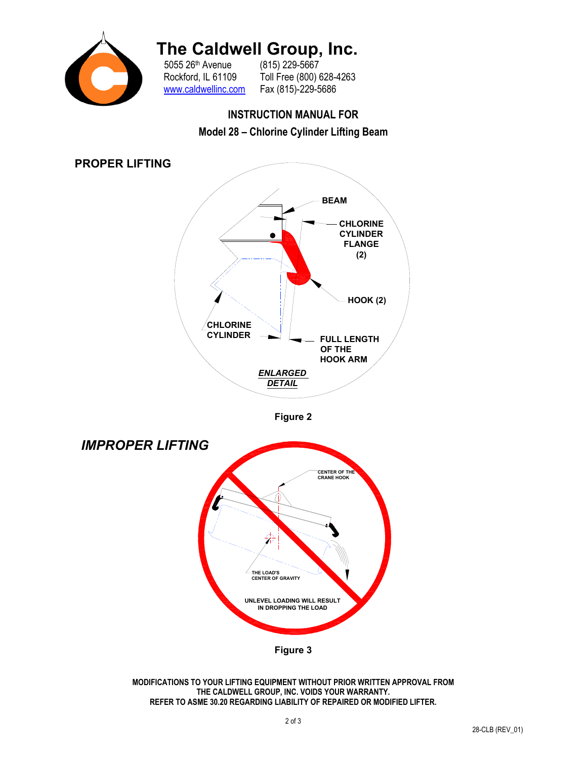# The Caldwell Group, Inc.

5055 26th Avenue
Rockford, IL 61109
www.caldwellinc.com

(815) 229-5667
Toll Free (800) 628-4263
Fax (815)-229-5686

**INSTRUCTION MANUAL FOR**

**Model 28 – Chlorine Cylinder Lifting Beam**

## PROPER LIFTING

BEAM

CHLORINE CYLINDER FLANGE (2)

HOOK (2)

CHLORINE CYLINDER

FULL LENGTH OF THE HOOK ARM

***ENLARGED DETAIL***

**Figure 2**

## *IMPROPER LIFTING*

CENTER OF THE CRANE HOOK

THE LOAD'S CENTER OF GRAVITY

UNLEVEL LOADING WILL RESULT IN DROPPING THE LOAD

**Figure 3**

**MODIFICATIONS TO YOUR LIFTING EQUIPMENT WITHOUT PRIOR WRITTEN APPROVAL FROM THE CALDWELL GROUP, INC. VOIDS YOUR WARRANTY. REFER TO ASME 30.20 REGARDING LIABILITY OF REPAIRED OR MODIFIED LIFTER.**

28-CLB (REV_01)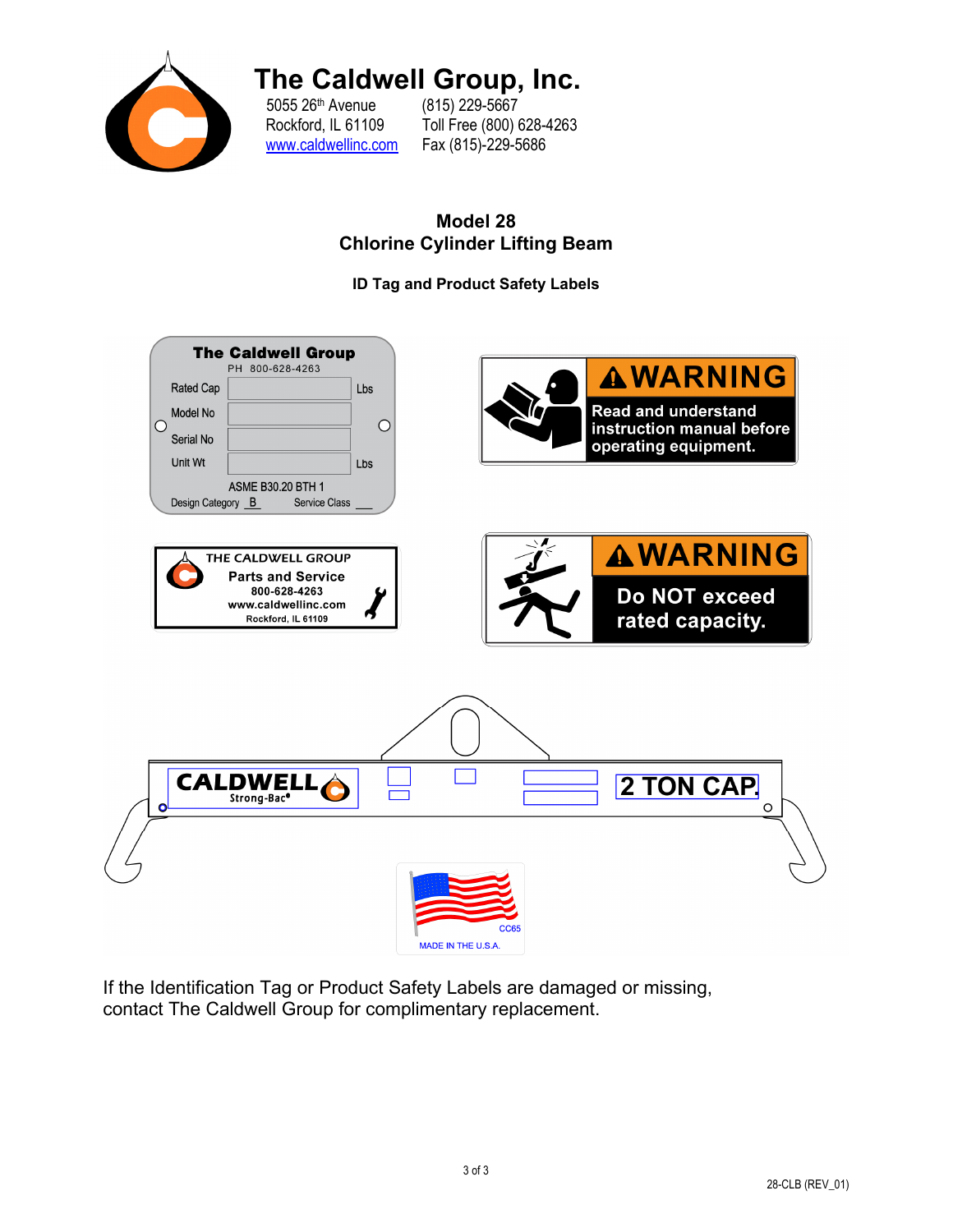# The Caldwell Group, Inc.

5055 26th Avenue
Rockford, IL 61109
www.caldwellinc.com

(815) 229-5667
Toll Free (800) 628-4263
Fax (815)-229-5686

## Model 28
## Chlorine Cylinder Lifting Beam

### ID Tag and Product Safety Labels

**The Caldwell Group**
PH 800-628-4263
Rated Cap ______ Lbs
Model No ______
Serial No ______
Unit Wt ______ Lbs
ASME B30.20 BTH 1
Design Category B Service Class ___

**WARNING**
Read and understand instruction manual before operating equipment.

THE CALDWELL GROUP
Parts and Service
800-628-4263
www.caldwellinc.com
Rockford, IL 61109

**WARNING**
Do NOT exceed rated capacity.

CALDWELL Strong-Bac®

2 TON CAP

CC65
MADE IN THE U.S.A.

If the Identification Tag or Product Safety Labels are damaged or missing, contact The Caldwell Group for complimentary replacement.

28-CLB (REV_01)